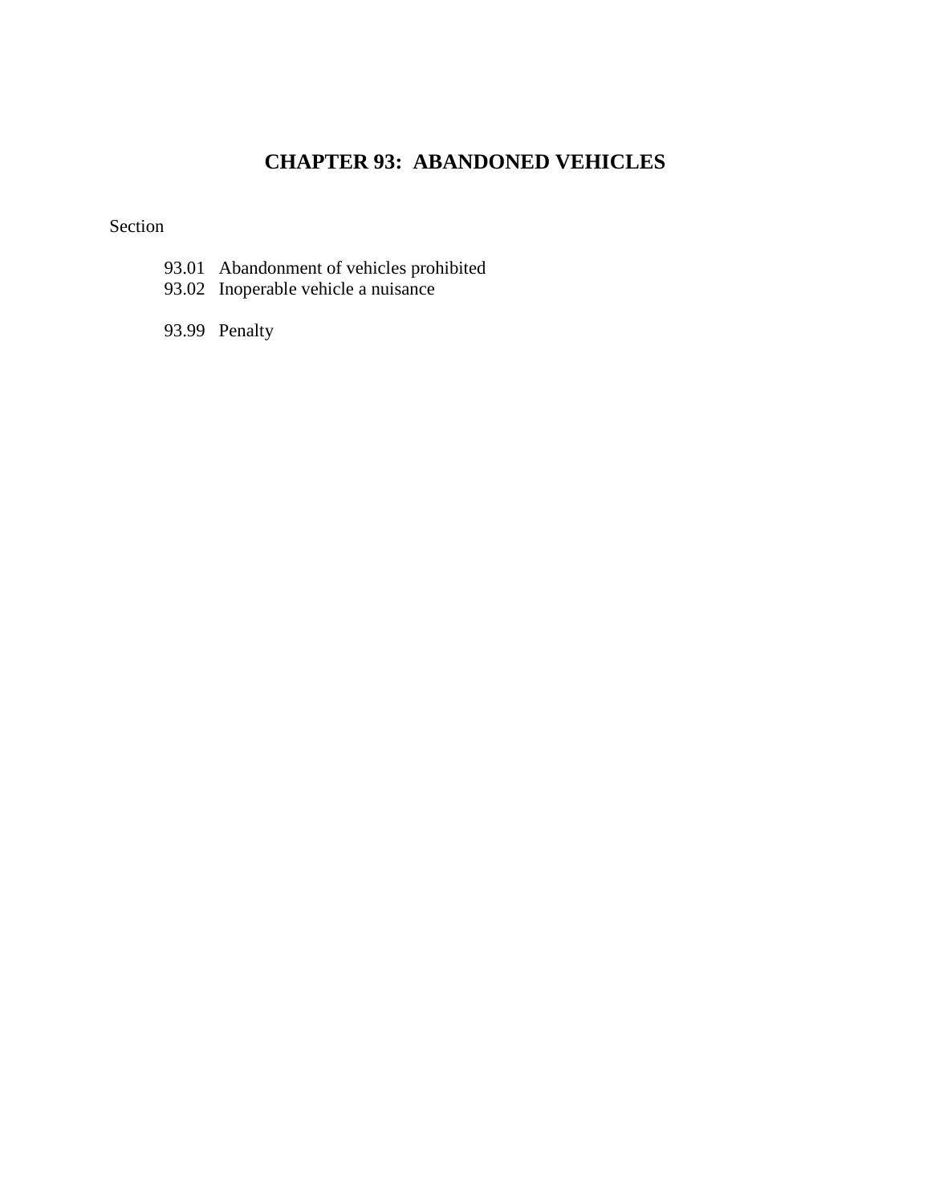# CHAPTER 93: ABANDONED VEHICLES

Section

93.01 Abandonment of vehicles prohibited
93.02 Inoperable vehicle a nuisance

93.99 Penalty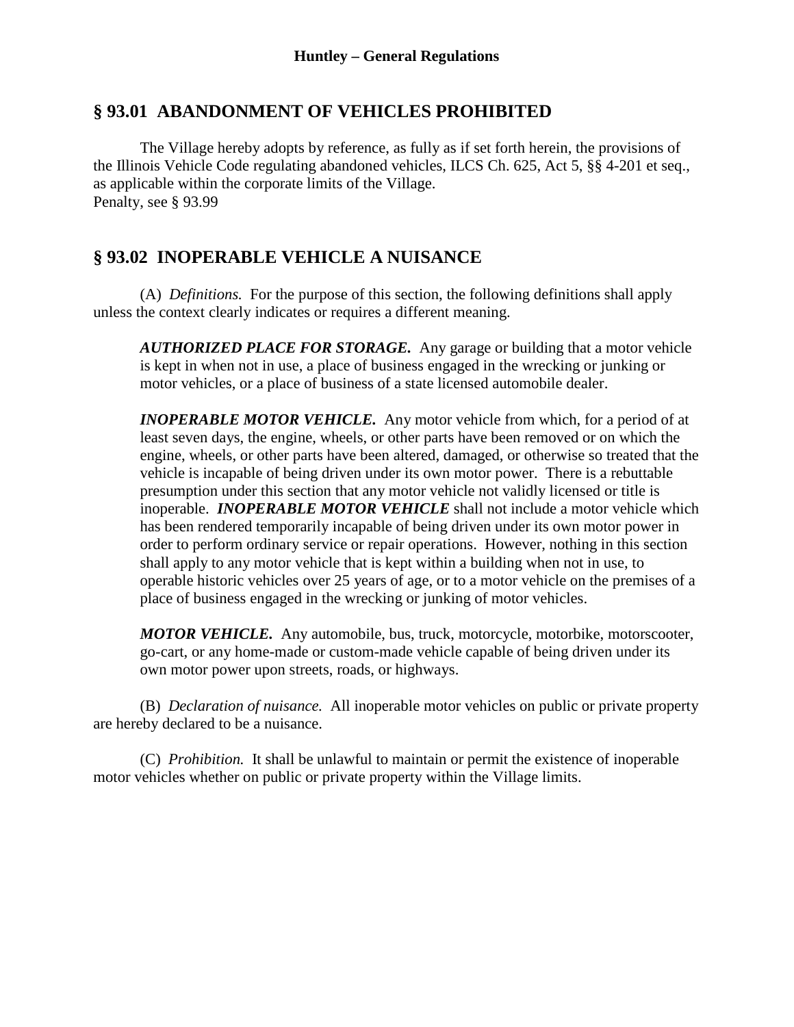## § 93.01 ABANDONMENT OF VEHICLES PROHIBITED

The Village hereby adopts by reference, as fully as if set forth herein, the provisions of the Illinois Vehicle Code regulating abandoned vehicles, ILCS Ch. 625, Act 5, §§ 4-201 et seq., as applicable within the corporate limits of the Village.
Penalty, see § 93.99

## § 93.02 INOPERABLE VEHICLE A NUISANCE

(A) *Definitions.* For the purpose of this section, the following definitions shall apply unless the context clearly indicates or requires a different meaning.

***AUTHORIZED PLACE FOR STORAGE.*** Any garage or building that a motor vehicle is kept in when not in use, a place of business engaged in the wrecking or junking or motor vehicles, or a place of business of a state licensed automobile dealer.

***INOPERABLE MOTOR VEHICLE.*** Any motor vehicle from which, for a period of at least seven days, the engine, wheels, or other parts have been removed or on which the engine, wheels, or other parts have been altered, damaged, or otherwise so treated that the vehicle is incapable of being driven under its own motor power. There is a rebuttable presumption under this section that any motor vehicle not validly licensed or title is inoperable. ***INOPERABLE MOTOR VEHICLE*** shall not include a motor vehicle which has been rendered temporarily incapable of being driven under its own motor power in order to perform ordinary service or repair operations. However, nothing in this section shall apply to any motor vehicle that is kept within a building when not in use, to operable historic vehicles over 25 years of age, or to a motor vehicle on the premises of a place of business engaged in the wrecking or junking of motor vehicles.

***MOTOR VEHICLE.*** Any automobile, bus, truck, motorcycle, motorbike, motorscooter, go-cart, or any home-made or custom-made vehicle capable of being driven under its own motor power upon streets, roads, or highways.

(B) *Declaration of nuisance.* All inoperable motor vehicles on public or private property are hereby declared to be a nuisance.

(C) *Prohibition.* It shall be unlawful to maintain or permit the existence of inoperable motor vehicles whether on public or private property within the Village limits.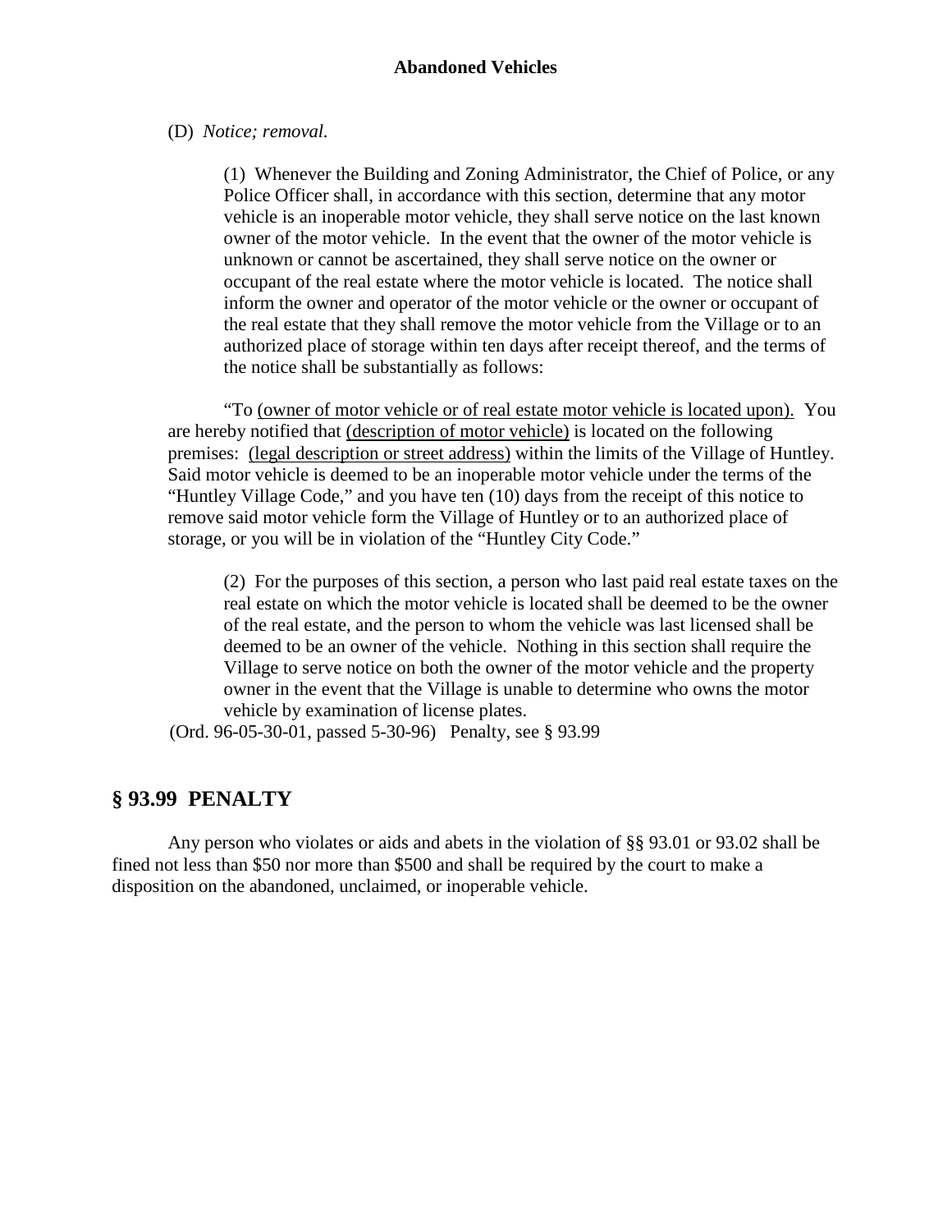(D) *Notice; removal.*

(1) Whenever the Building and Zoning Administrator, the Chief of Police, or any Police Officer shall, in accordance with this section, determine that any motor vehicle is an inoperable motor vehicle, they shall serve notice on the last known owner of the motor vehicle. In the event that the owner of the motor vehicle is unknown or cannot be ascertained, they shall serve notice on the owner or occupant of the real estate where the motor vehicle is located. The notice shall inform the owner and operator of the motor vehicle or the owner or occupant of the real estate that they shall remove the motor vehicle from the Village or to an authorized place of storage within ten days after receipt thereof, and the terms of the notice shall be substantially as follows:

"To <u>(owner of motor vehicle or of real estate motor vehicle is located upon).</u> You are hereby notified that <u>(description of motor vehicle)</u> is located on the following premises: <u>(legal description or street address)</u> within the limits of the Village of Huntley. Said motor vehicle is deemed to be an inoperable motor vehicle under the terms of the "Huntley Village Code," and you have ten (10) days from the receipt of this notice to remove said motor vehicle form the Village of Huntley or to an authorized place of storage, or you will be in violation of the "Huntley City Code."

(2) For the purposes of this section, a person who last paid real estate taxes on the real estate on which the motor vehicle is located shall be deemed to be the owner of the real estate, and the person to whom the vehicle was last licensed shall be deemed to be an owner of the vehicle. Nothing in this section shall require the Village to serve notice on both the owner of the motor vehicle and the property owner in the event that the Village is unable to determine who owns the motor vehicle by examination of license plates.

(Ord. 96-05-30-01, passed 5-30-96) Penalty, see § 93.99

## § 93.99 PENALTY

Any person who violates or aids and abets in the violation of §§ 93.01 or 93.02 shall be fined not less than $50 nor more than $500 and shall be required by the court to make a disposition on the abandoned, unclaimed, or inoperable vehicle.